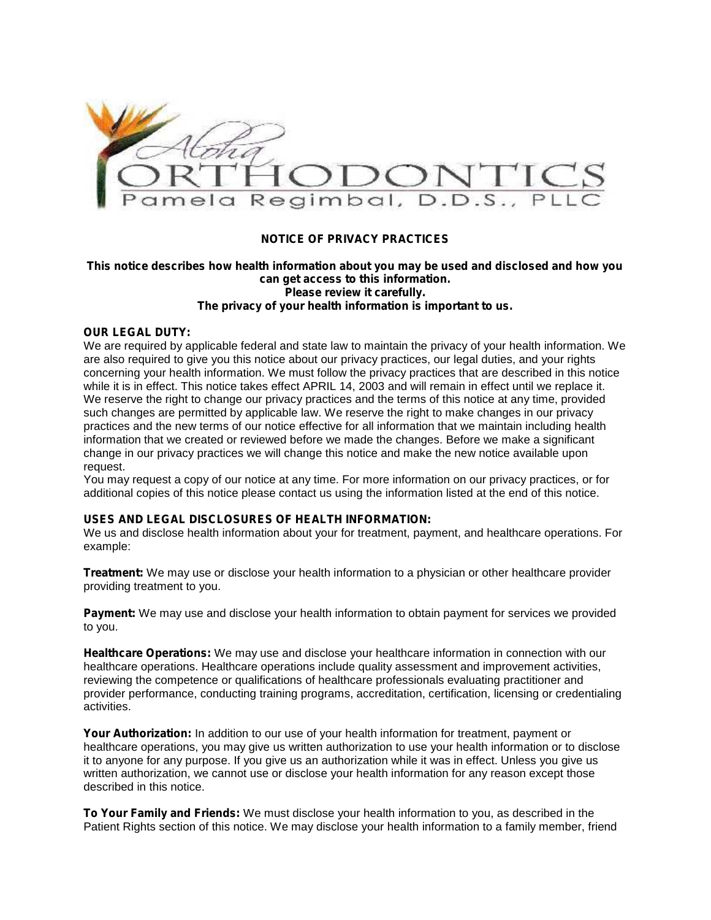Aloha ORTHODONTICS
Pamela Regimbal, D.D.S., PLLC

# NOTICE OF PRIVACY PRACTICES

**This notice describes how health information about you may be used and disclosed and how you can get access to this information.**
**Please review it carefully.**
**The privacy of your health information is important to us.**

**OUR LEGAL DUTY:**
We are required by applicable federal and state law to maintain the privacy of your health information. We are also required to give you this notice about our privacy practices, our legal duties, and your rights concerning your health information. We must follow the privacy practices that are described in this notice while it is in effect. This notice takes effect APRIL 14, 2003 and will remain in effect until we replace it. We reserve the right to change our privacy practices and the terms of this notice at any time, provided such changes are permitted by applicable law. We reserve the right to make changes in our privacy practices and the new terms of our notice effective for all information that we maintain including health information that we created or reviewed before we made the changes. Before we make a significant change in our privacy practices we will change this notice and make the new notice available upon request.
You may request a copy of our notice at any time. For more information on our privacy practices, or for additional copies of this notice please contact us using the information listed at the end of this notice.

**USES AND LEGAL DISCLOSURES OF HEALTH INFORMATION:**
We us and disclose health information about your for treatment, payment, and healthcare operations. For example:

**Treatment:** We may use or disclose your health information to a physician or other healthcare provider providing treatment to you.

**Payment:** We may use and disclose your health information to obtain payment for services we provided to you.

**Healthcare Operations:** We may use and disclose your healthcare information in connection with our healthcare operations. Healthcare operations include quality assessment and improvement activities, reviewing the competence or qualifications of healthcare professionals evaluating practitioner and provider performance, conducting training programs, accreditation, certification, licensing or credentialing activities.

**Your Authorization:** In addition to our use of your health information for treatment, payment or healthcare operations, you may give us written authorization to use your health information or to disclose it to anyone for any purpose. If you give us an authorization while it was in effect. Unless you give us written authorization, we cannot use or disclose your health information for any reason except those described in this notice.

**To Your Family and Friends:** We must disclose your health information to you, as described in the Patient Rights section of this notice. We may disclose your health information to a family member, friend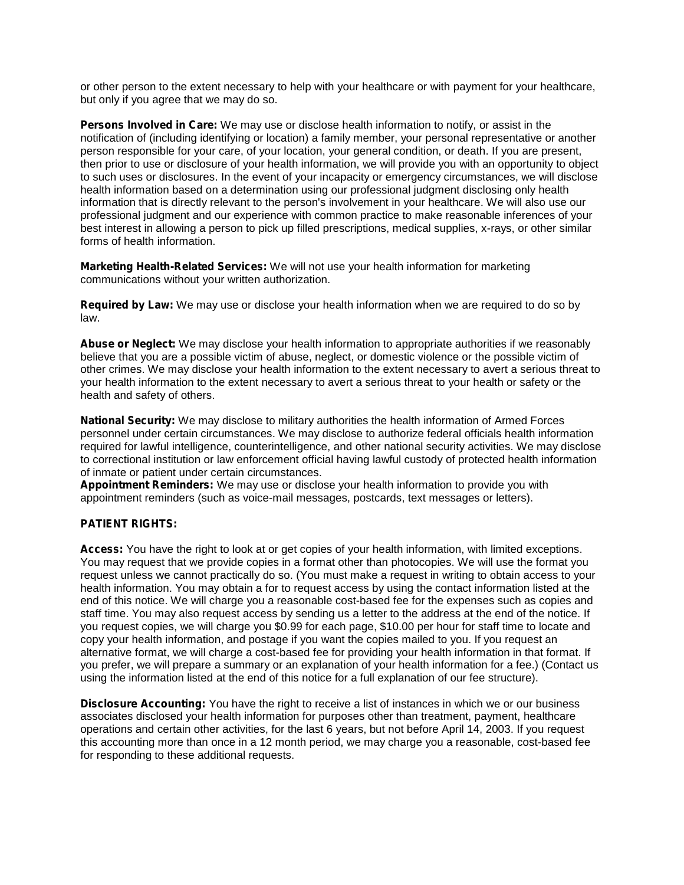or other person to the extent necessary to help with your healthcare or with payment for your healthcare, but only if you agree that we may do so.

**Persons Involved in Care:** We may use or disclose health information to notify, or assist in the notification of (including identifying or location) a family member, your personal representative or another person responsible for your care, of your location, your general condition, or death. If you are present, then prior to use or disclosure of your health information, we will provide you with an opportunity to object to such uses or disclosures. In the event of your incapacity or emergency circumstances, we will disclose health information based on a determination using our professional judgment disclosing only health information that is directly relevant to the person's involvement in your healthcare. We will also use our professional judgment and our experience with common practice to make reasonable inferences of your best interest in allowing a person to pick up filled prescriptions, medical supplies, x-rays, or other similar forms of health information.

**Marketing Health-Related Services:** We will not use your health information for marketing communications without your written authorization.

**Required by Law:** We may use or disclose your health information when we are required to do so by law.

**Abuse or Neglect:** We may disclose your health information to appropriate authorities if we reasonably believe that you are a possible victim of abuse, neglect, or domestic violence or the possible victim of other crimes. We may disclose your health information to the extent necessary to avert a serious threat to your health information to the extent necessary to avert a serious threat to your health or safety or the health and safety of others.

**National Security:** We may disclose to military authorities the health information of Armed Forces personnel under certain circumstances. We may disclose to authorize federal officials health information required for lawful intelligence, counterintelligence, and other national security activities. We may disclose to correctional institution or law enforcement official having lawful custody of protected health information of inmate or patient under certain circumstances.

**Appointment Reminders:** We may use or disclose your health information to provide you with appointment reminders (such as voice-mail messages, postcards, text messages or letters).

**PATIENT RIGHTS:**

**Access:** You have the right to look at or get copies of your health information, with limited exceptions. You may request that we provide copies in a format other than photocopies. We will use the format you request unless we cannot practically do so. (You must make a request in writing to obtain access to your health information. You may obtain a for to request access by using the contact information listed at the end of this notice. We will charge you a reasonable cost-based fee for the expenses such as copies and staff time. You may also request access by sending us a letter to the address at the end of the notice. If you request copies, we will charge you $0.99 for each page, $10.00 per hour for staff time to locate and copy your health information, and postage if you want the copies mailed to you. If you request an alternative format, we will charge a cost-based fee for providing your health information in that format. If you prefer, we will prepare a summary or an explanation of your health information for a fee.) (Contact us using the information listed at the end of this notice for a full explanation of our fee structure).

**Disclosure Accounting:** You have the right to receive a list of instances in which we or our business associates disclosed your health information for purposes other than treatment, payment, healthcare operations and certain other activities, for the last 6 years, but not before April 14, 2003. If you request this accounting more than once in a 12 month period, we may charge you a reasonable, cost-based fee for responding to these additional requests.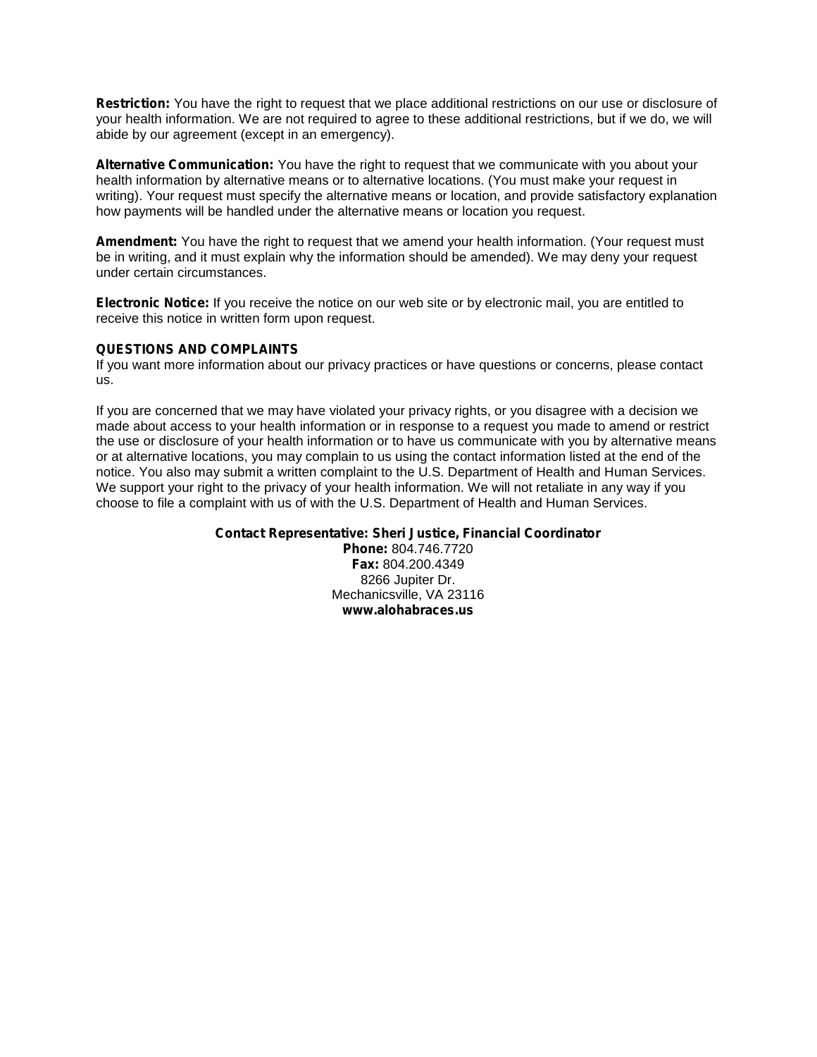**Restriction:** You have the right to request that we place additional restrictions on our use or disclosure of your health information. We are not required to agree to these additional restrictions, but if we do, we will abide by our agreement (except in an emergency).

**Alternative Communication:** You have the right to request that we communicate with you about your health information by alternative means or to alternative locations. (You must make your request in writing). Your request must specify the alternative means or location, and provide satisfactory explanation how payments will be handled under the alternative means or location you request.

**Amendment:** You have the right to request that we amend your health information. (Your request must be in writing, and it must explain why the information should be amended). We may deny your request under certain circumstances.

**Electronic Notice:** If you receive the notice on our web site or by electronic mail, you are entitled to receive this notice in written form upon request.

**QUESTIONS AND COMPLAINTS**

If you want more information about our privacy practices or have questions or concerns, please contact us.

If you are concerned that we may have violated your privacy rights, or you disagree with a decision we made about access to your health information or in response to a request you made to amend or restrict the use or disclosure of your health information or to have us communicate with you by alternative means or at alternative locations, you may complain to us using the contact information listed at the end of the notice. You also may submit a written complaint to the U.S. Department of Health and Human Services. We support your right to the privacy of your health information. We will not retaliate in any way if you choose to file a complaint with us of with the U.S. Department of Health and Human Services.

**Contact Representative: Sheri Justice, Financial Coordinator**
**Phone:** 804.746.7720
**Fax:** 804.200.4349
8266 Jupiter Dr.
Mechanicsville, VA 23116
**www.alohabraces.us**